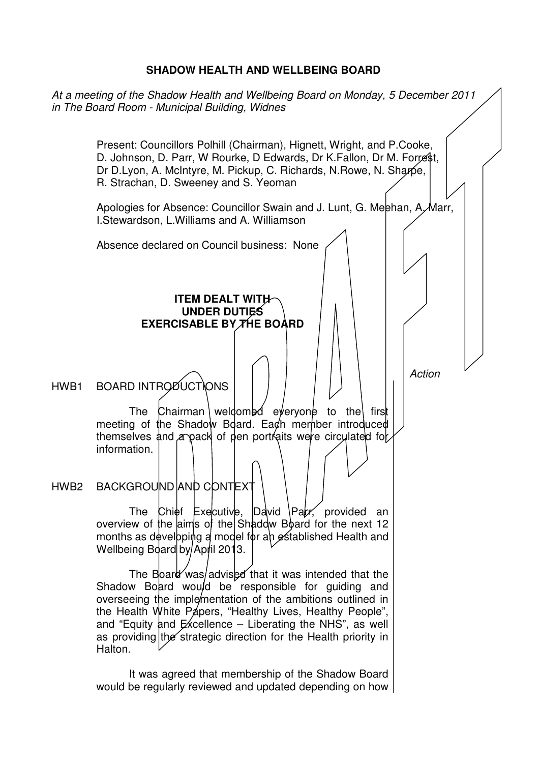# SHADOW HEALTH AND WELLBEING BOARD

*At a meeting of the Shadow Health and Wellbeing Board on Monday, 5 December 2011 in The Board Room - Municipal Building, Widnes*

Present: Councillors Polhill (Chairman), Hignett, Wright, and P.Cooke, D. Johnson, D. Parr, W Rourke, D Edwards, Dr K.Fallon, Dr M. Forrest, Dr D.Lyon, A. McIntyre, M. Pickup, C. Richards, N.Rowe, N. Sharpe, R. Strachan, D. Sweeney and S. Yeoman

Apologies for Absence: Councillor Swain and J. Lunt, G. Meehan, A. Marr, I.Stewardson, L.Williams and A. Williamson

Absence declared on Council business: None

**ITEM DEALT WITH UNDER DUTIES EXERCISABLE BY THE BOARD**

*Action*

## HWB1 BOARD INTRODUCTIONS

The Chairman welcomed everyone to the first meeting of the Shadow Board. Each member introduced themselves and a pack of pen portraits were circulated for information.

## HWB2 BACKGROUND AND CONTEXT

The Chief Executive, David Parr, provided an overview of the aims of the Shadow Board for the next 12 months as developing a model for an established Health and Wellbeing Board by April 2013.

The Board was advised that it was intended that the Shadow Board would be responsible for guiding and overseeing the implementation of the ambitions outlined in the Health White Papers, "Healthy Lives, Healthy People", and "Equity and Excellence – Liberating the NHS", as well as providing the strategic direction for the Health priority in Halton.

It was agreed that membership of the Shadow Board would be regularly reviewed and updated depending on how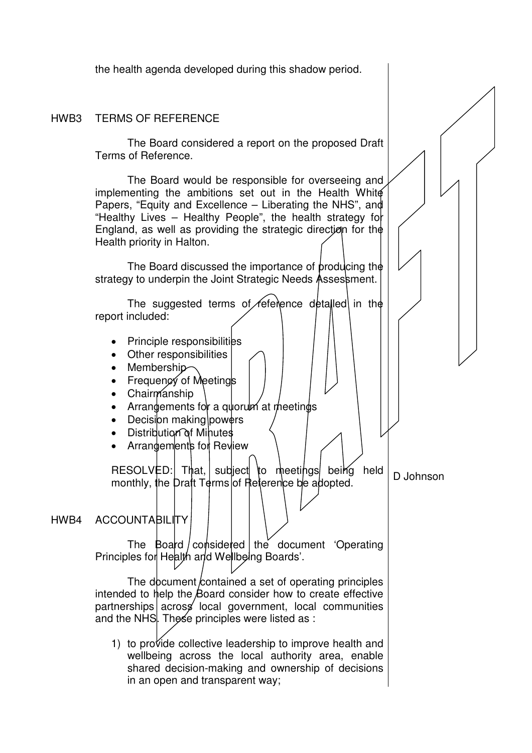the health agenda developed during this shadow period.

## HWB3 TERMS OF REFERENCE

The Board considered a report on the proposed Draft Terms of Reference.

The Board would be responsible for overseeing and implementing the ambitions set out in the Health White Papers, "Equity and Excellence – Liberating the NHS", and "Healthy Lives – Healthy People", the health strategy for England, as well as providing the strategic direction for the Health priority in Halton.

The Board discussed the importance of producing the strategy to underpin the Joint Strategic Needs Assessment.

The suggested terms of reference detailed in the report included:

- Principle responsibilities
- Other responsibilities
- Membership
- Frequency of Meetings
- Chairmanship
- Arrangements for a quorum at meetings
- Decision making powers
- Distribution of Minutes
- Arrangements for Review

RESOLVED: That, subject to meetings being held monthly, the Draft Terms of Reference be adopted.

D Johnson

## HWB4 ACCOUNTABILITY

The Board considered the document 'Operating Principles for Health and Wellbeing Boards'.

The document contained a set of operating principles intended to help the Board consider how to create effective partnerships across local government, local communities and the NHS. These principles were listed as :

1) to provide collective leadership to improve health and wellbeing across the local authority area, enable shared decision-making and ownership of decisions in an open and transparent way;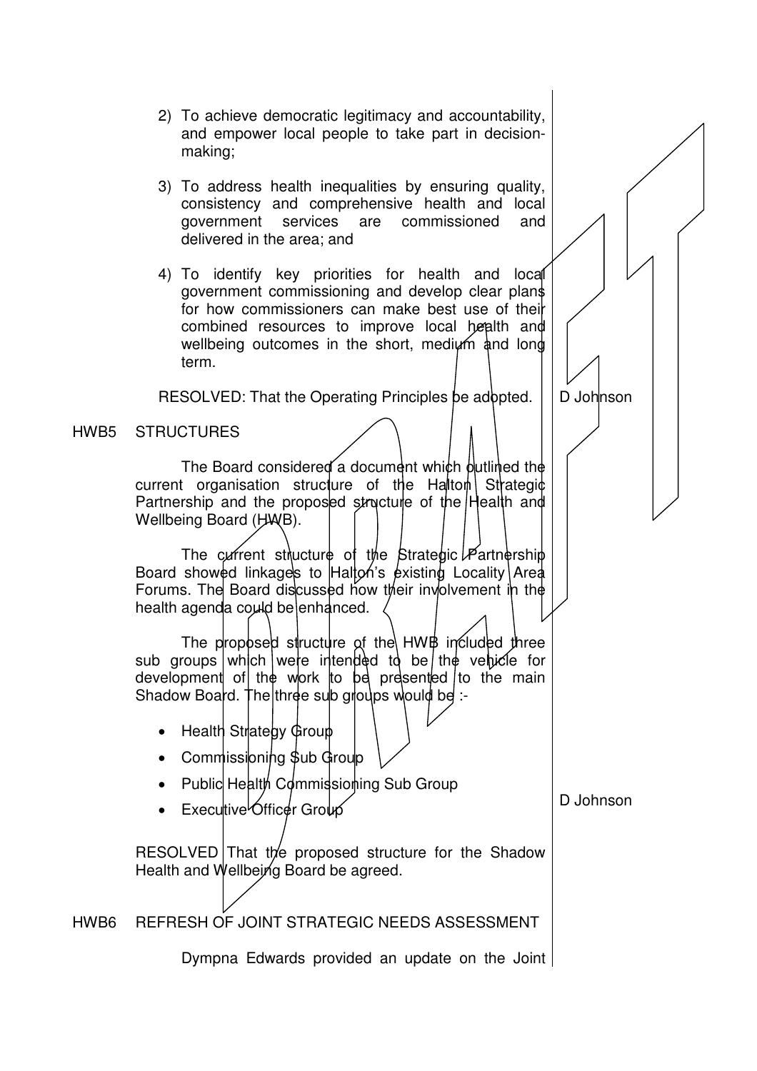2) To achieve democratic legitimacy and accountability, and empower local people to take part in decision-making;

3) To address health inequalities by ensuring quality, consistency and comprehensive health and local government services are commissioned and delivered in the area; and

4) To identify key priorities for health and local government commissioning and develop clear plans for how commissioners can make best use of their combined resources to improve local health and wellbeing outcomes in the short, medium and long term.

RESOLVED: That the Operating Principles be adopted. — D Johnson

## HWB5 STRUCTURES

The Board considered a document which outlined the current organisation structure of the Halton Strategic Partnership and the proposed structure of the Health and Wellbeing Board (HWB).

The current structure of the Strategic Partnership Board showed linkages to Halton's existing Locality Area Forums. The Board discussed how their involvement in the health agenda could be enhanced.

The proposed structure of the HWB included three sub groups which were intended to be the vehicle for development of the work to be presented to the main Shadow Board. The three sub groups would be :-

- Health Strategy Group
- Commissioning Sub Group
- Public Health Commissioning Sub Group
- Executive Officer Group

RESOLVED That the proposed structure for the Shadow Health and Wellbeing Board be agreed. — D Johnson

## HWB6 REFRESH OF JOINT STRATEGIC NEEDS ASSESSMENT

Dympna Edwards provided an update on the Joint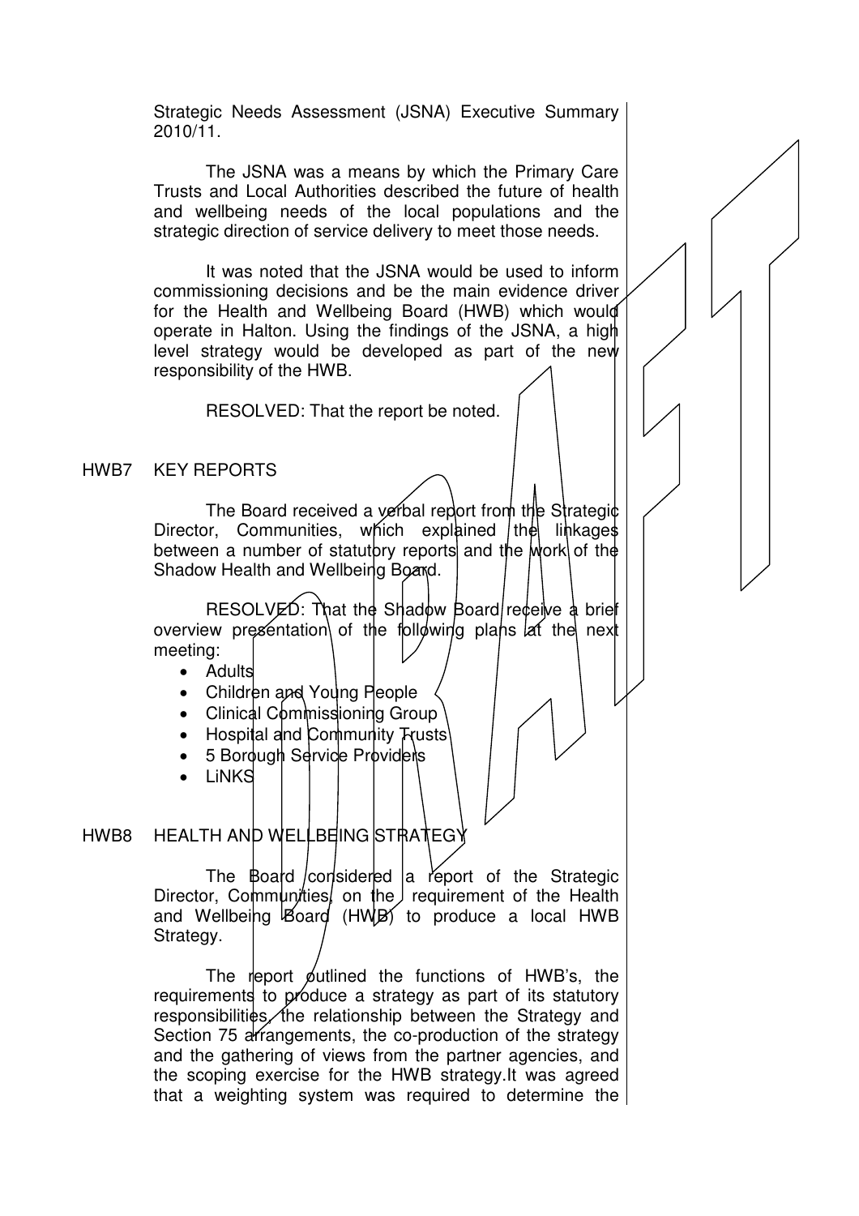Strategic Needs Assessment (JSNA) Executive Summary 2010/11.

The JSNA was a means by which the Primary Care Trusts and Local Authorities described the future of health and wellbeing needs of the local populations and the strategic direction of service delivery to meet those needs.

It was noted that the JSNA would be used to inform commissioning decisions and be the main evidence driver for the Health and Wellbeing Board (HWB) which would operate in Halton. Using the findings of the JSNA, a high level strategy would be developed as part of the new responsibility of the HWB.

RESOLVED: That the report be noted.

## HWB7 KEY REPORTS

The Board received a verbal report from the Strategic Director, Communities, which explained the linkages between a number of statutory reports and the work of the Shadow Health and Wellbeing Board.

RESOLVED: That the Shadow Board receive a brief overview presentation of the following plans at the next meeting:

- Adults
- Children and Young People
- Clinical Commissioning Group
- Hospital and Community Trusts
- 5 Borough Service Providers
- LiNKS

## HWB8 HEALTH AND WELLBEING STRATEGY

The Board considered a report of the Strategic Director, Communities, on the requirement of the Health and Wellbeing Board (HWB) to produce a local HWB Strategy.

The report outlined the functions of HWB's, the requirements to produce a strategy as part of its statutory responsibilities, the relationship between the Strategy and Section 75 arrangements, the co-production of the strategy and the gathering of views from the partner agencies, and the scoping exercise for the HWB strategy.It was agreed that a weighting system was required to determine the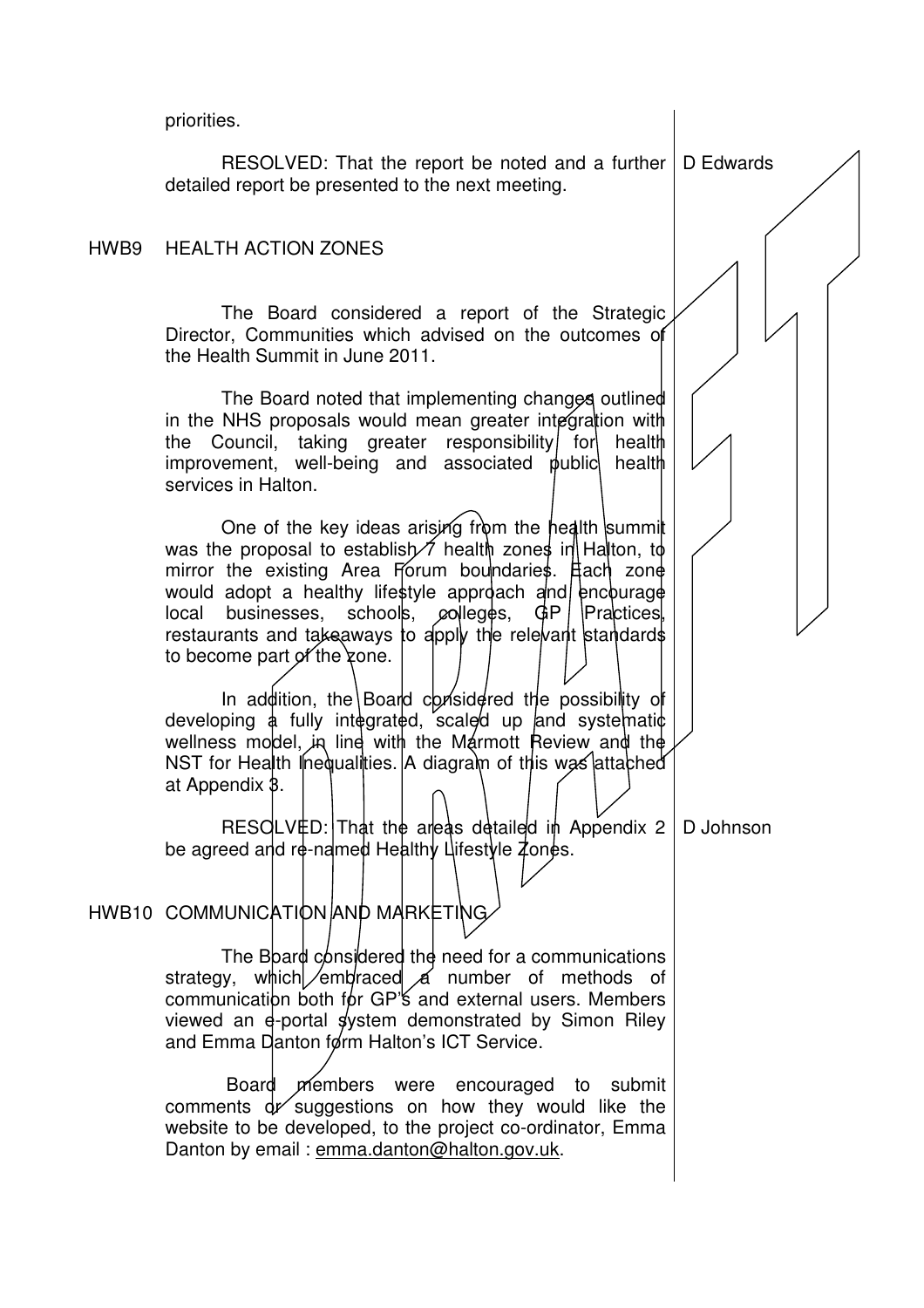priorities.

RESOLVED: That the report be noted and a further detailed report be presented to the next meeting. — D Edwards

## HWB9 HEALTH ACTION ZONES

The Board considered a report of the Strategic Director, Communities which advised on the outcomes of the Health Summit in June 2011.

The Board noted that implementing changes outlined in the NHS proposals would mean greater integration with the Council, taking greater responsibility for health improvement, well-being and associated public health services in Halton.

One of the key ideas arising from the health summit was the proposal to establish 7 health zones in Halton, to mirror the existing Area Forum boundaries. Each zone would adopt a healthy lifestyle approach and encourage local businesses, schools, colleges, GP Practices, restaurants and takeaways to apply the relevant standards to become part of the zone.

In addition, the Board considered the possibility of developing a fully integrated, scaled up and systematic wellness model, in line with the Marmott Review and the NST for Health Inequalities. A diagram of this was attached at Appendix 3.

RESOLVED: That the areas detailed in Appendix 2 be agreed and re-named Healthy Lifestyle Zones. — D Johnson

## HWB10 COMMUNICATION AND MARKETING

The Board considered the need for a communications strategy, which embraced a number of methods of communication both for GP's and external users. Members viewed an e-portal system demonstrated by Simon Riley and Emma Danton form Halton's ICT Service.

Board members were encouraged to submit comments or suggestions on how they would like the website to be developed, to the project co-ordinator, Emma Danton by email : emma.danton@halton.gov.uk.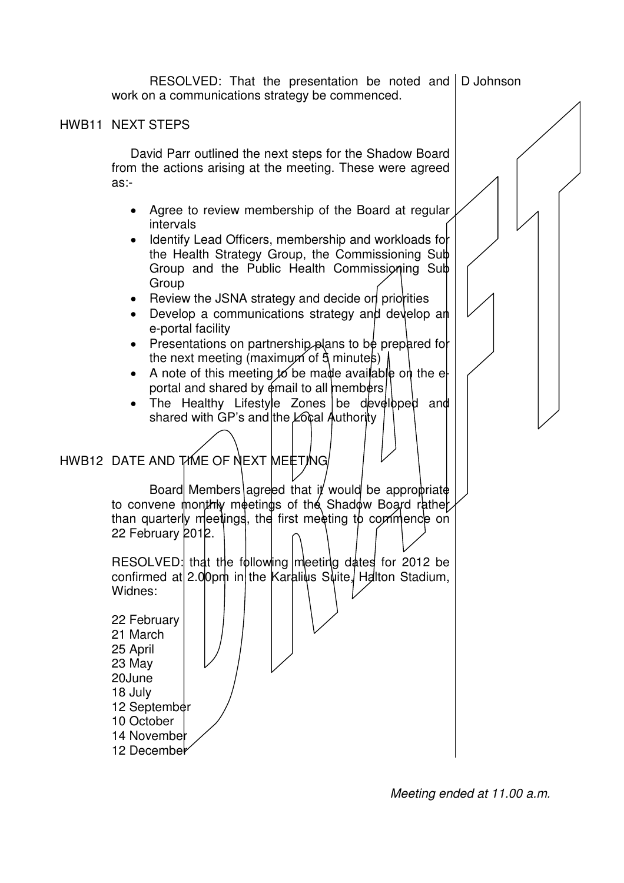RESOLVED: That the presentation be noted and work on a communications strategy be commenced. — D Johnson

HWB11 NEXT STEPS

David Parr outlined the next steps for the Shadow Board from the actions arising at the meeting. These were agreed as:-

- Agree to review membership of the Board at regular intervals
- Identify Lead Officers, membership and workloads for the Health Strategy Group, the Commissioning Sub Group and the Public Health Commissioning Sub Group
- Review the JSNA strategy and decide on priorities
- Develop a communications strategy and develop an e-portal facility
- Presentations on partnership plans to be prepared for the next meeting (maximum of 5 minutes)
- A note of this meeting to be made available on the e-portal and shared by email to all members
- The Healthy Lifestyle Zones be developed and shared with GP's and the Local Authority

HWB12 DATE AND TIME OF NEXT MEETING

Board Members agreed that it would be appropriate to convene monthly meetings of the Shadow Board rather than quarterly meetings, the first meeting to commence on 22 February 2012.

RESOLVED: that the following meeting dates for 2012 be confirmed at 2.00pm in the Karalius Suite, Halton Stadium, Widnes:

22 February
21 March
25 April
23 May
20June
18 July
12 September
10 October
14 November
12 December

*Meeting ended at 11.00 a.m.*